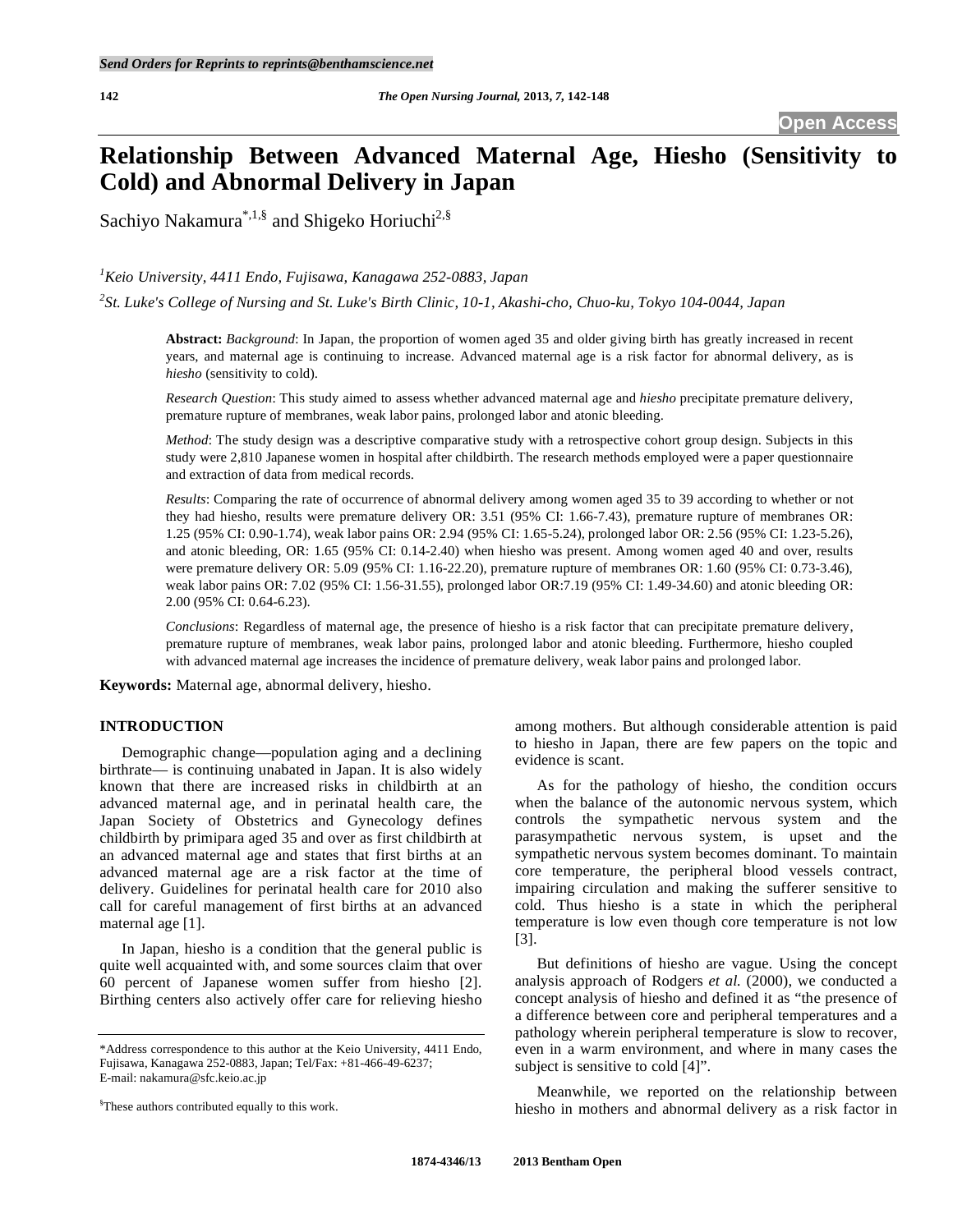# Relationship Between Advanced Maternal Age, Hiesho (Sensitivity to Cold) and Abnormal Delivery in Japan

Sachiyo Nakamura[*,1,§] and Shigeko Horiuchi[2,§]

[1]*Keio University, 4411 Endo, Fujisawa, Kanagawa 252-0883, Japan*

[2]*St. Luke's College of Nursing and St. Luke's Birth Clinic, 10-1, Akashi-cho, Chuo-ku, Tokyo 104-0044, Japan*

**Abstract:** *Background*: In Japan, the proportion of women aged 35 and older giving birth has greatly increased in recent years, and maternal age is continuing to increase. Advanced maternal age is a risk factor for abnormal delivery, as is *hiesho* (sensitivity to cold).

*Research Question*: This study aimed to assess whether advanced maternal age and *hiesho* precipitate premature delivery, premature rupture of membranes, weak labor pains, prolonged labor and atonic bleeding.

*Method*: The study design was a descriptive comparative study with a retrospective cohort group design. Subjects in this study were 2,810 Japanese women in hospital after childbirth. The research methods employed were a paper questionnaire and extraction of data from medical records.

*Results*: Comparing the rate of occurrence of abnormal delivery among women aged 35 to 39 according to whether or not they had hiesho, results were premature delivery OR: 3.51 (95% CI: 1.66-7.43), premature rupture of membranes OR: 1.25 (95% CI: 0.90-1.74), weak labor pains OR: 2.94 (95% CI: 1.65-5.24), prolonged labor OR: 2.56 (95% CI: 1.23-5.26), and atonic bleeding, OR: 1.65 (95% CI: 0.14-2.40) when hiesho was present. Among women aged 40 and over, results were premature delivery OR: 5.09 (95% CI: 1.16-22.20), premature rupture of membranes OR: 1.60 (95% CI: 0.73-3.46), weak labor pains OR: 7.02 (95% CI: 1.56-31.55), prolonged labor OR:7.19 (95% CI: 1.49-34.60) and atonic bleeding OR: 2.00 (95% CI: 0.64-6.23).

*Conclusions*: Regardless of maternal age, the presence of hiesho is a risk factor that can precipitate premature delivery, premature rupture of membranes, weak labor pains, prolonged labor and atonic bleeding. Furthermore, hiesho coupled with advanced maternal age increases the incidence of premature delivery, weak labor pains and prolonged labor.

**Keywords:** Maternal age, abnormal delivery, hiesho.

## INTRODUCTION

Demographic change—population aging and a declining birthrate— is continuing unabated in Japan. It is also widely known that there are increased risks in childbirth at an advanced maternal age, and in perinatal health care, the Japan Society of Obstetrics and Gynecology defines childbirth by primipara aged 35 and over as first childbirth at an advanced maternal age and states that first births at an advanced maternal age are a risk factor at the time of delivery. Guidelines for perinatal health care for 2010 also call for careful management of first births at an advanced maternal age [1].

In Japan, hiesho is a condition that the general public is quite well acquainted with, and some sources claim that over 60 percent of Japanese women suffer from hiesho [2]. Birthing centers also actively offer care for relieving hiesho among mothers. But although considerable attention is paid to hiesho in Japan, there are few papers on the topic and evidence is scant.

As for the pathology of hiesho, the condition occurs when the balance of the autonomic nervous system, which controls the sympathetic nervous system and the parasympathetic nervous system, is upset and the sympathetic nervous system becomes dominant. To maintain core temperature, the peripheral blood vessels contract, impairing circulation and making the sufferer sensitive to cold. Thus hiesho is a state in which the peripheral temperature is low even though core temperature is not low [3].

But definitions of hiesho are vague. Using the concept analysis approach of Rodgers *et al.* (2000), we conducted a concept analysis of hiesho and defined it as "the presence of a difference between core and peripheral temperatures and a pathology wherein peripheral temperature is slow to recover, even in a warm environment, and where in many cases the subject is sensitive to cold [4]".

Meanwhile, we reported on the relationship between hiesho in mothers and abnormal delivery as a risk factor in

---

*Address correspondence to this author at the Keio University, 4411 Endo, Fujisawa, Kanagawa 252-0883, Japan; Tel/Fax: +81-466-49-6237; E-mail: nakamura@sfc.keio.ac.jp

§These authors contributed equally to this work.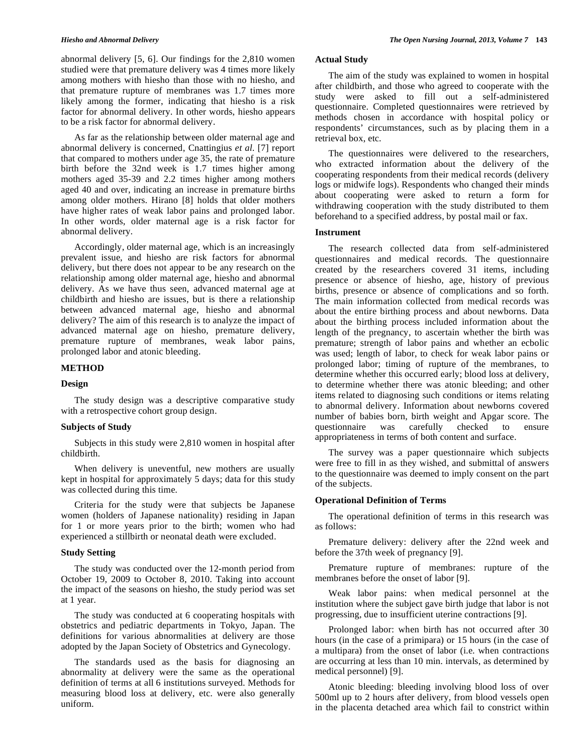abnormal delivery [5, 6]. Our findings for the 2,810 women studied were that premature delivery was 4 times more likely among mothers with hiesho than those with no hiesho, and that premature rupture of membranes was 1.7 times more likely among the former, indicating that hiesho is a risk factor for abnormal delivery. In other words, hiesho appears to be a risk factor for abnormal delivery.

As far as the relationship between older maternal age and abnormal delivery is concerned, Cnattingius *et al.* [7] report that compared to mothers under age 35, the rate of premature birth before the 32nd week is 1.7 times higher among mothers aged 35-39 and 2.2 times higher among mothers aged 40 and over, indicating an increase in premature births among older mothers. Hirano [8] holds that older mothers have higher rates of weak labor pains and prolonged labor. In other words, older maternal age is a risk factor for abnormal delivery.

Accordingly, older maternal age, which is an increasingly prevalent issue, and hiesho are risk factors for abnormal delivery, but there does not appear to be any research on the relationship among older maternal age, hiesho and abnormal delivery. As we have thus seen, advanced maternal age at childbirth and hiesho are issues, but is there a relationship between advanced maternal age, hiesho and abnormal delivery? The aim of this research is to analyze the impact of advanced maternal age on hiesho, premature delivery, premature rupture of membranes, weak labor pains, prolonged labor and atonic bleeding.

## METHOD

### Design

The study design was a descriptive comparative study with a retrospective cohort group design.

### Subjects of Study

Subjects in this study were 2,810 women in hospital after childbirth.

When delivery is uneventful, new mothers are usually kept in hospital for approximately 5 days; data for this study was collected during this time.

Criteria for the study were that subjects be Japanese women (holders of Japanese nationality) residing in Japan for 1 or more years prior to the birth; women who had experienced a stillbirth or neonatal death were excluded.

### Study Setting

The study was conducted over the 12-month period from October 19, 2009 to October 8, 2010. Taking into account the impact of the seasons on hiesho, the study period was set at 1 year.

The study was conducted at 6 cooperating hospitals with obstetrics and pediatric departments in Tokyo, Japan. The definitions for various abnormalities at delivery are those adopted by the Japan Society of Obstetrics and Gynecology.

The standards used as the basis for diagnosing an abnormality at delivery were the same as the operational definition of terms at all 6 institutions surveyed. Methods for measuring blood loss at delivery, etc. were also generally uniform.

### Actual Study

The aim of the study was explained to women in hospital after childbirth, and those who agreed to cooperate with the study were asked to fill out a self-administered questionnaire. Completed questionnaires were retrieved by methods chosen in accordance with hospital policy or respondents' circumstances, such as by placing them in a retrieval box, etc.

The questionnaires were delivered to the researchers, who extracted information about the delivery of the cooperating respondents from their medical records (delivery logs or midwife logs). Respondents who changed their minds about cooperating were asked to return a form for withdrawing cooperation with the study distributed to them beforehand to a specified address, by postal mail or fax.

### Instrument

The research collected data from self-administered questionnaires and medical records. The questionnaire created by the researchers covered 31 items, including presence or absence of hiesho, age, history of previous births, presence or absence of complications and so forth. The main information collected from medical records was about the entire birthing process and about newborns. Data about the birthing process included information about the length of the pregnancy, to ascertain whether the birth was premature; strength of labor pains and whether an ecbolic was used; length of labor, to check for weak labor pains or prolonged labor; timing of rupture of the membranes, to determine whether this occurred early; blood loss at delivery, to determine whether there was atonic bleeding; and other items related to diagnosing such conditions or items relating to abnormal delivery. Information about newborns covered number of babies born, birth weight and Apgar score. The questionnaire was carefully checked to ensure appropriateness in terms of both content and surface.

The survey was a paper questionnaire which subjects were free to fill in as they wished, and submittal of answers to the questionnaire was deemed to imply consent on the part of the subjects.

### Operational Definition of Terms

The operational definition of terms in this research was as follows:

Premature delivery: delivery after the 22nd week and before the 37th week of pregnancy [9].

Premature rupture of membranes: rupture of the membranes before the onset of labor [9].

Weak labor pains: when medical personnel at the institution where the subject gave birth judge that labor is not progressing, due to insufficient uterine contractions [9].

Prolonged labor: when birth has not occurred after 30 hours (in the case of a primipara) or 15 hours (in the case of a multipara) from the onset of labor (i.e. when contractions are occurring at less than 10 min. intervals, as determined by medical personnel) [9].

Atonic bleeding: bleeding involving blood loss of over 500ml up to 2 hours after delivery, from blood vessels open in the placenta detached area which fail to constrict within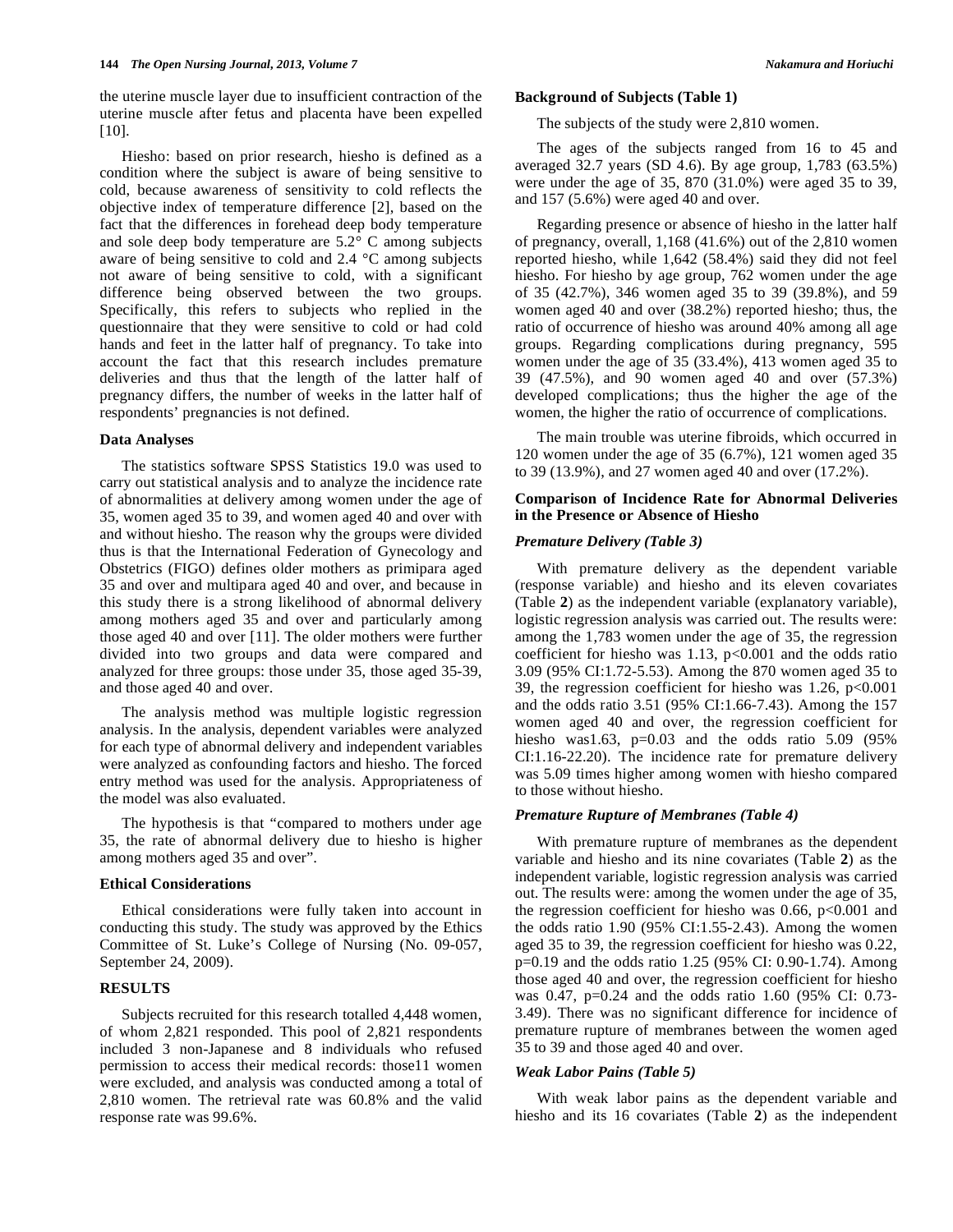the uterine muscle layer due to insufficient contraction of the uterine muscle after fetus and placenta have been expelled [10].

Hiesho: based on prior research, hiesho is defined as a condition where the subject is aware of being sensitive to cold, because awareness of sensitivity to cold reflects the objective index of temperature difference [2], based on the fact that the differences in forehead deep body temperature and sole deep body temperature are 5.2° C among subjects aware of being sensitive to cold and 2.4 °C among subjects not aware of being sensitive to cold, with a significant difference being observed between the two groups. Specifically, this refers to subjects who replied in the questionnaire that they were sensitive to cold or had cold hands and feet in the latter half of pregnancy. To take into account the fact that this research includes premature deliveries and thus that the length of the latter half of pregnancy differs, the number of weeks in the latter half of respondents' pregnancies is not defined.

### Data Analyses

The statistics software SPSS Statistics 19.0 was used to carry out statistical analysis and to analyze the incidence rate of abnormalities at delivery among women under the age of 35, women aged 35 to 39, and women aged 40 and over with and without hiesho. The reason why the groups were divided thus is that the International Federation of Gynecology and Obstetrics (FIGO) defines older mothers as primipara aged 35 and over and multipara aged 40 and over, and because in this study there is a strong likelihood of abnormal delivery among mothers aged 35 and over and particularly among those aged 40 and over [11]. The older mothers were further divided into two groups and data were compared and analyzed for three groups: those under 35, those aged 35-39, and those aged 40 and over.

The analysis method was multiple logistic regression analysis. In the analysis, dependent variables were analyzed for each type of abnormal delivery and independent variables were analyzed as confounding factors and hiesho. The forced entry method was used for the analysis. Appropriateness of the model was also evaluated.

The hypothesis is that "compared to mothers under age 35, the rate of abnormal delivery due to hiesho is higher among mothers aged 35 and over".

### Ethical Considerations

Ethical considerations were fully taken into account in conducting this study. The study was approved by the Ethics Committee of St. Luke's College of Nursing (No. 09-057, September 24, 2009).

## RESULTS

Subjects recruited for this research totalled 4,448 women, of whom 2,821 responded. This pool of 2,821 respondents included 3 non-Japanese and 8 individuals who refused permission to access their medical records: those11 women were excluded, and analysis was conducted among a total of 2,810 women. The retrieval rate was 60.8% and the valid response rate was 99.6%.

### Background of Subjects (Table 1)

The subjects of the study were 2,810 women.

The ages of the subjects ranged from 16 to 45 and averaged 32.7 years (SD 4.6). By age group, 1,783 (63.5%) were under the age of 35, 870 (31.0%) were aged 35 to 39, and 157 (5.6%) were aged 40 and over.

Regarding presence or absence of hiesho in the latter half of pregnancy, overall, 1,168 (41.6%) out of the 2,810 women reported hiesho, while 1,642 (58.4%) said they did not feel hiesho. For hiesho by age group, 762 women under the age of 35 (42.7%), 346 women aged 35 to 39 (39.8%), and 59 women aged 40 and over (38.2%) reported hiesho; thus, the ratio of occurrence of hiesho was around 40% among all age groups. Regarding complications during pregnancy, 595 women under the age of 35 (33.4%), 413 women aged 35 to 39 (47.5%), and 90 women aged 40 and over (57.3%) developed complications; thus the higher the age of the women, the higher the ratio of occurrence of complications.

The main trouble was uterine fibroids, which occurred in 120 women under the age of 35 (6.7%), 121 women aged 35 to 39 (13.9%), and 27 women aged 40 and over (17.2%).

### Comparison of Incidence Rate for Abnormal Deliveries in the Presence or Absence of Hiesho

#### *Premature Delivery (Table 3)*

With premature delivery as the dependent variable (response variable) and hiesho and its eleven covariates (Table **2**) as the independent variable (explanatory variable), logistic regression analysis was carried out. The results were: among the 1,783 women under the age of 35, the regression coefficient for hiesho was 1.13, $p<0.001$ and the odds ratio 3.09 (95% CI:1.72-5.53). Among the 870 women aged 35 to 39, the regression coefficient for hiesho was 1.26, $p<0.001$ and the odds ratio 3.51 (95% CI:1.66-7.43). Among the 157 women aged 40 and over, the regression coefficient for hiesho was1.63, $p=0.03$ and the odds ratio 5.09 (95% CI:1.16-22.20). The incidence rate for premature delivery was 5.09 times higher among women with hiesho compared to those without hiesho.

#### *Premature Rupture of Membranes (Table 4)*

With premature rupture of membranes as the dependent variable and hiesho and its nine covariates (Table **2**) as the independent variable, logistic regression analysis was carried out. The results were: among the women under the age of 35, the regression coefficient for hiesho was 0.66, $p<0.001$ and the odds ratio 1.90 (95% CI:1.55-2.43). Among the women aged 35 to 39, the regression coefficient for hiesho was 0.22, $p=0.19$ and the odds ratio 1.25 (95% CI: 0.90-1.74). Among those aged 40 and over, the regression coefficient for hiesho was 0.47, $p=0.24$ and the odds ratio 1.60 (95% CI: 0.73-3.49). There was no significant difference for incidence of premature rupture of membranes between the women aged 35 to 39 and those aged 40 and over.

#### *Weak Labor Pains (Table 5)*

With weak labor pains as the dependent variable and hiesho and its 16 covariates (Table **2**) as the independent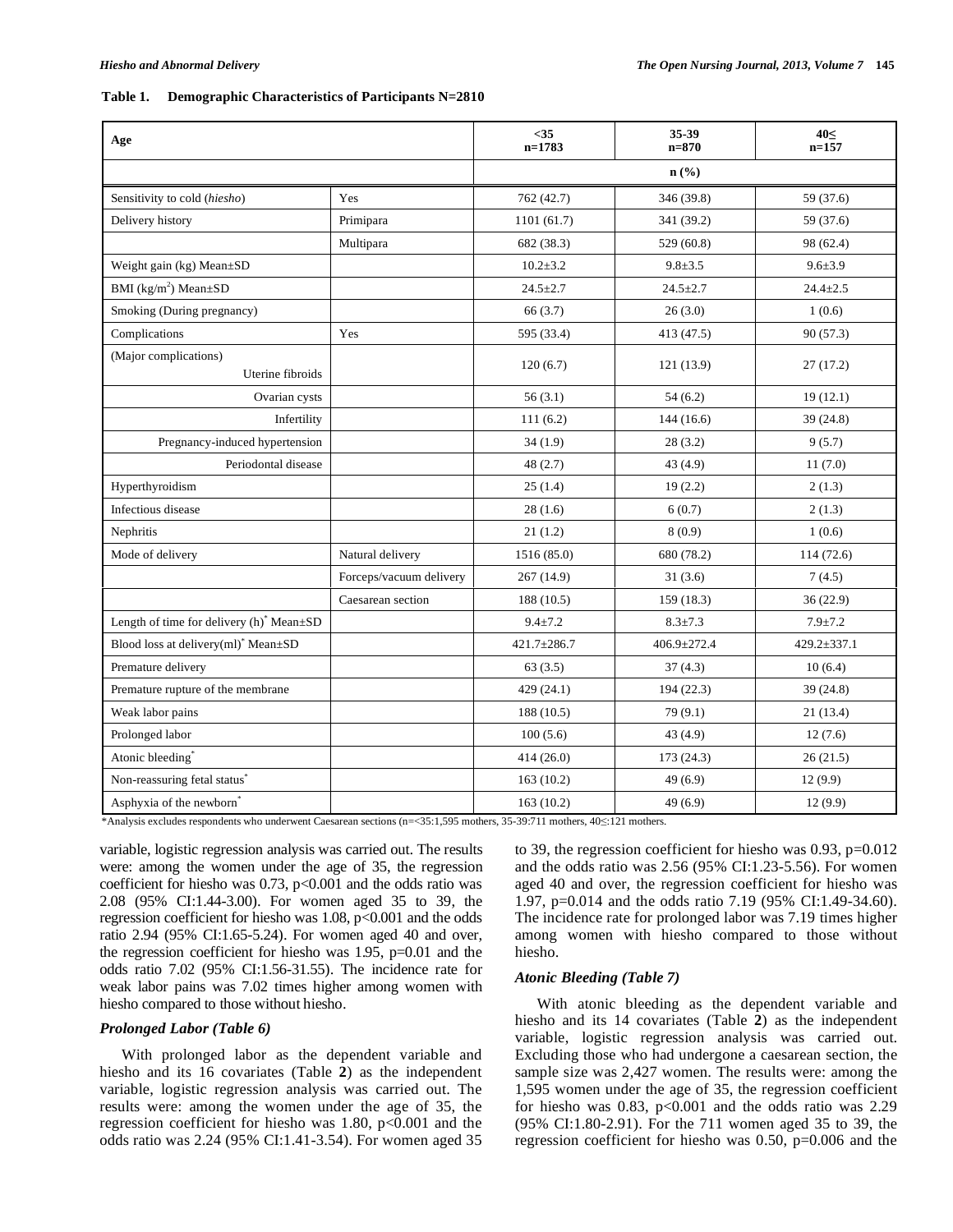**Table 1. Demographic Characteristics of Participants N=2810**

| Age | | <35 n=1783 | 35-39 n=870 | 40≤ n=157 |
|---|---|---|---|---|
| | | n (%) | | |
| Sensitivity to cold (*hiesho*) | Yes | 762 (42.7) | 346 (39.8) | 59 (37.6) |
| Delivery history | Primipara | 1101 (61.7) | 341 (39.2) | 59 (37.6) |
| | Multipara | 682 (38.3) | 529 (60.8) | 98 (62.4) |
| Weight gain (kg) Mean±SD | | 10.2±3.2 | 9.8±3.5 | 9.6±3.9 |
| BMI (kg/m²) Mean±SD | | 24.5±2.7 | 24.5±2.7 | 24.4±2.5 |
| Smoking (During pregnancy) | | 66 (3.7) | 26 (3.0) | 1 (0.6) |
| Complications | Yes | 595 (33.4) | 413 (47.5) | 90 (57.3) |
| (Major complications) Uterine fibroids | | 120 (6.7) | 121 (13.9) | 27 (17.2) |
| Ovarian cysts | | 56 (3.1) | 54 (6.2) | 19 (12.1) |
| Infertility | | 111 (6.2) | 144 (16.6) | 39 (24.8) |
| Pregnancy-induced hypertension | | 34 (1.9) | 28 (3.2) | 9 (5.7) |
| Periodontal disease | | 48 (2.7) | 43 (4.9) | 11 (7.0) |
| Hyperthyroidism | | 25 (1.4) | 19 (2.2) | 2 (1.3) |
| Infectious disease | | 28 (1.6) | 6 (0.7) | 2 (1.3) |
| Nephritis | | 21 (1.2) | 8 (0.9) | 1 (0.6) |
| Mode of delivery | Natural delivery | 1516 (85.0) | 680 (78.2) | 114 (72.6) |
| | Forceps/vacuum delivery | 267 (14.9) | 31 (3.6) | 7 (4.5) |
| | Caesarean section | 188 (10.5) | 159 (18.3) | 36 (22.9) |
| Length of time for delivery (h)* Mean±SD | | 9.4±7.2 | 8.3±7.3 | 7.9±7.2 |
| Blood loss at delivery(ml)* Mean±SD | | 421.7±286.7 | 406.9±272.4 | 429.2±337.1 |
| Premature delivery | | 63 (3.5) | 37 (4.3) | 10 (6.4) |
| Premature rupture of the membrane | | 429 (24.1) | 194 (22.3) | 39 (24.8) |
| Weak labor pains | | 188 (10.5) | 79 (9.1) | 21 (13.4) |
| Prolonged labor | | 100 (5.6) | 43 (4.9) | 12 (7.6) |
| Atonic bleeding* | | 414 (26.0) | 173 (24.3) | 26 (21.5) |
| Non-reassuring fetal status* | | 163 (10.2) | 49 (6.9) | 12 (9.9) |
| Asphyxia of the newborn* | | 163 (10.2) | 49 (6.9) | 12 (9.9) |

*Analysis excludes respondents who underwent Caesarean sections (n=<35:1,595 mothers, 35-39:711 mothers, 40≤:121 mothers.

variable, logistic regression analysis was carried out. The results were: among the women under the age of 35, the regression coefficient for hiesho was 0.73, $p<0.001$ and the odds ratio was 2.08 (95% CI:1.44-3.00). For women aged 35 to 39, the regression coefficient for hiesho was 1.08, $p<0.001$ and the odds ratio 2.94 (95% CI:1.65-5.24). For women aged 40 and over, the regression coefficient for hiesho was 1.95, $p=0.01$ and the odds ratio 7.02 (95% CI:1.56-31.55). The incidence rate for weak labor pains was 7.02 times higher among women with hiesho compared to those without hiesho.

### *Prolonged Labor (Table 6)*

With prolonged labor as the dependent variable and hiesho and its 16 covariates (Table **2**) as the independent variable, logistic regression analysis was carried out. The results were: among the women under the age of 35, the regression coefficient for hiesho was 1.80, $p<0.001$ and the odds ratio was 2.24 (95% CI:1.41-3.54). For women aged 35 to 39, the regression coefficient for hiesho was 0.93, $p=0.012$ and the odds ratio was 2.56 (95% CI:1.23-5.56). For women aged 40 and over, the regression coefficient for hiesho was 1.97, $p=0.014$ and the odds ratio 7.19 (95% CI:1.49-34.60). The incidence rate for prolonged labor was 7.19 times higher among women with hiesho compared to those without hiesho.

### *Atonic Bleeding (Table 7)*

With atonic bleeding as the dependent variable and hiesho and its 14 covariates (Table **2**) as the independent variable, logistic regression analysis was carried out. Excluding those who had undergone a caesarean section, the sample size was 2,427 women. The results were: among the 1,595 women under the age of 35, the regression coefficient for hiesho was 0.83, $p<0.001$ and the odds ratio was 2.29 (95% CI:1.80-2.91). For the 711 women aged 35 to 39, the regression coefficient for hiesho was 0.50, $p=0.006$ and the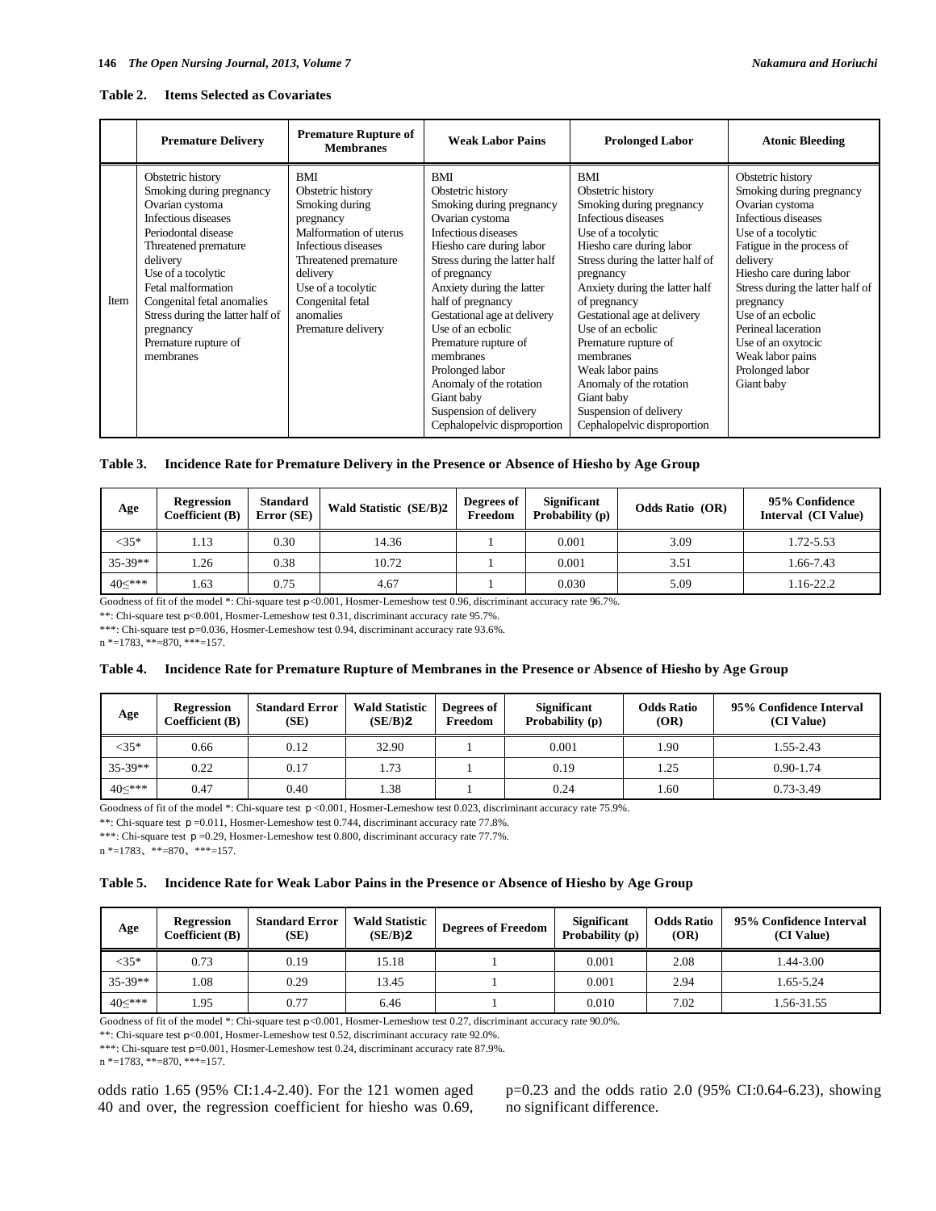**Table 2. Items Selected as Covariates**

| | Premature Delivery | Premature Rupture of Membranes | Weak Labor Pains | Prolonged Labor | Atonic Bleeding |
|---|---|---|---|---|---|
| Item | Obstetric history<br>Smoking during pregnancy<br>Ovarian cystoma<br>Infectious diseases<br>Periodontal disease<br>Threatened premature delivery<br>Use of a tocolytic<br>Fetal malformation<br>Congenital fetal anomalies<br>Stress during the latter half of pregnancy<br>Premature rupture of membranes | BMI<br>Obstetric history<br>Smoking during pregnancy<br>Malformation of uterus<br>Infectious diseases<br>Threatened premature delivery<br>Use of a tocolytic<br>Congenital fetal anomalies<br>Premature delivery | BMI<br>Obstetric history<br>Smoking during pregnancy<br>Ovarian cystoma<br>Infectious diseases<br>Hiesho care during labor<br>Stress during the latter half of pregnancy<br>Anxiety during the latter half of pregnancy<br>Gestational age at delivery<br>Use of an ecbolic<br>Premature rupture of membranes<br>Prolonged labor<br>Anomaly of the rotation<br>Giant baby<br>Suspension of delivery<br>Cephalopelvic disproportion | BMI<br>Obstetric history<br>Smoking during pregnancy<br>Infectious diseases<br>Use of a tocolytic<br>Hiesho care during labor<br>Stress during the latter half of pregnancy<br>Anxiety during the latter half of pregnancy<br>Gestational age at delivery<br>Use of an ecbolic<br>Premature rupture of membranes<br>Weak labor pains<br>Anomaly of the rotation<br>Giant baby<br>Suspension of delivery<br>Cephalopelvic disproportion | Obstetric history<br>Smoking during pregnancy<br>Infectious diseases<br>Use of a tocolytic<br>Fatigue in the process of delivery<br>Hiesho care during labor<br>Stress during the latter half of pregnancy<br>Use of an ecbolic<br>Perineal laceration<br>Use of an oxytocic<br>Weak labor pains<br>Prolonged labor<br>Giant baby |

**Table 3. Incidence Rate for Premature Delivery in the Presence or Absence of Hiesho by Age Group**

| Age | Regression Coefficient (B) | Standard Error (SE) | Wald Statistic (SE/B)2 | Degrees of Freedom | Significant Probability (p) | Odds Ratio (OR) | 95% Confidence Interval (CI Value) |
|---|---|---|---|---|---|---|---|
| <35* | 1.13 | 0.30 | 14.36 | 1 | 0.001 | 3.09 | 1.72-5.53 |
| 35-39** | 1.26 | 0.38 | 10.72 | 1 | 0.001 | 3.51 | 1.66-7.43 |
| 40≤*** | 1.63 | 0.75 | 4.67 | 1 | 0.030 | 5.09 | 1.16-22.2 |

Goodness of fit of the model *: Chi-square test p<0.001, Hosmer-Lemeshow test 0.96, discriminant accuracy rate 96.7%.
**: Chi-square test p<0.001, Hosmer-Lemeshow test 0.31, discriminant accuracy rate 95.7%.
***: Chi-square test p=0.036, Hosmer-Lemeshow test 0.94, discriminant accuracy rate 93.6%.
n *=1783, **=870, ***=157.

**Table 4. Incidence Rate for Premature Rupture of Membranes in the Presence or Absence of Hiesho by Age Group**

| Age | Regression Coefficient (B) | Standard Error (SE) | Wald Statistic (SE/B)2 | Degrees of Freedom | Significant Probability (p) | Odds Ratio (OR) | 95% Confidence Interval (CI Value) |
|---|---|---|---|---|---|---|---|
| <35* | 0.66 | 0.12 | 32.90 | 1 | 0.001 | 1.90 | 1.55-2.43 |
| 35-39** | 0.22 | 0.17 | 1.73 | 1 | 0.19 | 1.25 | 0.90-1.74 |
| 40≤*** | 0.47 | 0.40 | 1.38 | 1 | 0.24 | 1.60 | 0.73-3.49 |

Goodness of fit of the model *: Chi-square test p <0.001, Hosmer-Lemeshow test 0.023, discriminant accuracy rate 75.9%.
**: Chi-square test p =0.011, Hosmer-Lemeshow test 0.744, discriminant accuracy rate 77.8%.
***: Chi-square test p =0.29, Hosmer-Lemeshow test 0.800, discriminant accuracy rate 77.7%.
n *=1783、**=870、***=157.

**Table 5. Incidence Rate for Weak Labor Pains in the Presence or Absence of Hiesho by Age Group**

| Age | Regression Coefficient (B) | Standard Error (SE) | Wald Statistic (SE/B)2 | Degrees of Freedom | Significant Probability (p) | Odds Ratio (OR) | 95% Confidence Interval (CI Value) |
|---|---|---|---|---|---|---|---|
| <35* | 0.73 | 0.19 | 15.18 | 1 | 0.001 | 2.08 | 1.44-3.00 |
| 35-39** | 1.08 | 0.29 | 13.45 | 1 | 0.001 | 2.94 | 1.65-5.24 |
| 40≤*** | 1.95 | 0.77 | 6.46 | 1 | 0.010 | 7.02 | 1.56-31.55 |

Goodness of fit of the model *: Chi-square test p<0.001, Hosmer-Lemeshow test 0.27, discriminant accuracy rate 90.0%.
**: Chi-square test p<0.001, Hosmer-Lemeshow test 0.52, discriminant accuracy rate 92.0%.
***: Chi-square test p=0.001, Hosmer-Lemeshow test 0.24, discriminant accuracy rate 87.9%.
n *=1783, **=870, ***=157.

odds ratio 1.65 (95% CI:1.4-2.40). For the 121 women aged 40 and over, the regression coefficient for hiesho was 0.69, p=0.23 and the odds ratio 2.0 (95% CI:0.64-6.23), showing no significant difference.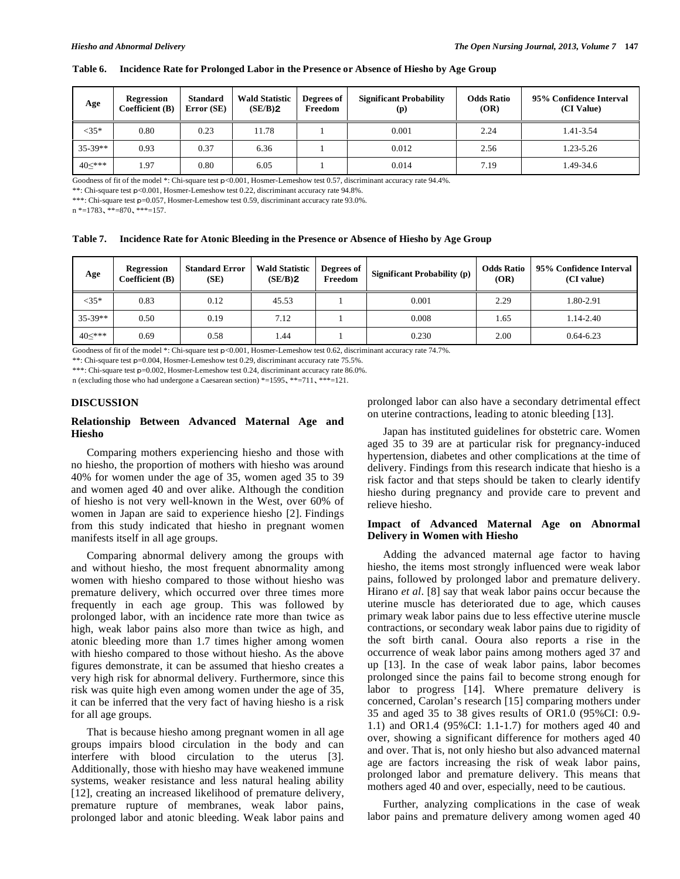**Table 6. Incidence Rate for Prolonged Labor in the Presence or Absence of Hiesho by Age Group**

| Age | Regression Coefficient (B) | Standard Error (SE) | Wald Statistic $(SE/B)^2$ | Degrees of Freedom | Significant Probability (p) | Odds Ratio (OR) | 95% Confidence Interval (CI Value) |
|---|---|---|---|---|---|---|---|
| <35* | 0.80 | 0.23 | 11.78 | 1 | 0.001 | 2.24 | 1.41-3.54 |
| 35-39** | 0.93 | 0.37 | 6.36 | 1 | 0.012 | 2.56 | 1.23-5.26 |
| 40≤*** | 1.97 | 0.80 | 6.05 | 1 | 0.014 | 7.19 | 1.49-34.6 |

Goodness of fit of the model *: Chi-square test $p<0.001$, Hosmer-Lemeshow test 0.57, discriminant accuracy rate 94.4%.

**: Chi-square test $p<0.001$, Hosmer-Lemeshow test 0.22, discriminant accuracy rate 94.8%.

***: Chi-square test $p=0.057$, Hosmer-Lemeshow test 0.59, discriminant accuracy rate 93.0%.

n *=1783、**=870、***=157.

**Table 7. Incidence Rate for Atonic Bleeding in the Presence or Absence of Hiesho by Age Group**

| Age | Regression Coefficient (B) | Standard Error (SE) | Wald Statistic $(SE/B)^2$ | Degrees of Freedom | Significant Probability (p) | Odds Ratio (OR) | 95% Confidence Interval (CI value) |
|---|---|---|---|---|---|---|---|
| <35* | 0.83 | 0.12 | 45.53 | 1 | 0.001 | 2.29 | 1.80-2.91 |
| 35-39** | 0.50 | 0.19 | 7.12 | 1 | 0.008 | 1.65 | 1.14-2.40 |
| 40≤*** | 0.69 | 0.58 | 1.44 | 1 | 0.230 | 2.00 | 0.64-6.23 |

Goodness of fit of the model *: Chi-square test $p<0.001$, Hosmer-Lemeshow test 0.62, discriminant accuracy rate 74.7%.

**: Chi-square test $p=0.004$, Hosmer-Lemeshow test 0.29, discriminant accuracy rate 75.5%.

***: Chi-square test $p=0.002$, Hosmer-Lemeshow test 0.24, discriminant accuracy rate 86.0%.

n (excluding those who had undergone a Caesarean section) *=1595、**=711、***=121.

## DISCUSSION

### Relationship Between Advanced Maternal Age and Hiesho

Comparing mothers experiencing hiesho and those with no hiesho, the proportion of mothers with hiesho was around 40% for women under the age of 35, women aged 35 to 39 and women aged 40 and over alike. Although the condition of hiesho is not very well-known in the West, over 60% of women in Japan are said to experience hiesho [2]. Findings from this study indicated that hiesho in pregnant women manifests itself in all age groups.

Comparing abnormal delivery among the groups with and without hiesho, the most frequent abnormality among women with hiesho compared to those without hiesho was premature delivery, which occurred over three times more frequently in each age group. This was followed by prolonged labor, with an incidence rate more than twice as high, weak labor pains also more than twice as high, and atonic bleeding more than 1.7 times higher among women with hiesho compared to those without hiesho. As the above figures demonstrate, it can be assumed that hiesho creates a very high risk for abnormal delivery. Furthermore, since this risk was quite high even among women under the age of 35, it can be inferred that the very fact of having hiesho is a risk for all age groups.

That is because hiesho among pregnant women in all age groups impairs blood circulation in the body and can interfere with blood circulation to the uterus [3]. Additionally, those with hiesho may have weakened immune systems, weaker resistance and less natural healing ability [12], creating an increased likelihood of premature delivery, premature rupture of membranes, weak labor pains, prolonged labor and atonic bleeding. Weak labor pains and prolonged labor can also have a secondary detrimental effect on uterine contractions, leading to atonic bleeding [13].

Japan has instituted guidelines for obstetric care. Women aged 35 to 39 are at particular risk for pregnancy-induced hypertension, diabetes and other complications at the time of delivery. Findings from this research indicate that hiesho is a risk factor and that steps should be taken to clearly identify hiesho during pregnancy and provide care to prevent and relieve hiesho.

### Impact of Advanced Maternal Age on Abnormal Delivery in Women with Hiesho

Adding the advanced maternal age factor to having hiesho, the items most strongly influenced were weak labor pains, followed by prolonged labor and premature delivery. Hirano *et al*. [8] say that weak labor pains occur because the uterine muscle has deteriorated due to age, which causes primary weak labor pains due to less effective uterine muscle contractions, or secondary weak labor pains due to rigidity of the soft birth canal. Ooura also reports a rise in the occurrence of weak labor pains among mothers aged 37 and up [13]. In the case of weak labor pains, labor becomes prolonged since the pains fail to become strong enough for labor to progress [14]. Where premature delivery is concerned, Carolan's research [15] comparing mothers under 35 and aged 35 to 38 gives results of OR1.0 (95%CI: 0.9-1.1) and OR1.4 (95%CI: 1.1-1.7) for mothers aged 40 and over, showing a significant difference for mothers aged 40 and over. That is, not only hiesho but also advanced maternal age are factors increasing the risk of weak labor pains, prolonged labor and premature delivery. This means that mothers aged 40 and over, especially, need to be cautious.

Further, analyzing complications in the case of weak labor pains and premature delivery among women aged 40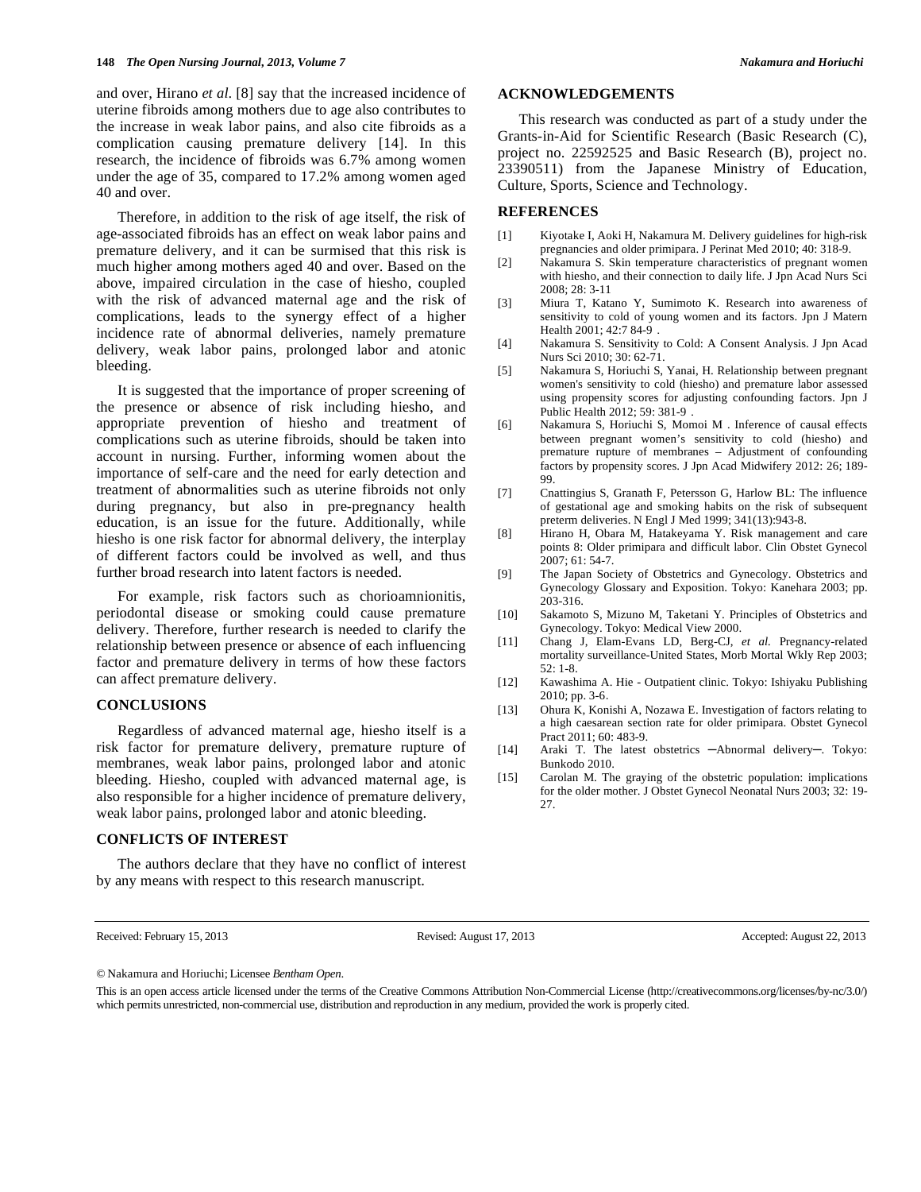and over, Hirano *et al.* [8] say that the increased incidence of uterine fibroids among mothers due to age also contributes to the increase in weak labor pains, and also cite fibroids as a complication causing premature delivery [14]. In this research, the incidence of fibroids was 6.7% among women under the age of 35, compared to 17.2% among women aged 40 and over.

Therefore, in addition to the risk of age itself, the risk of age-associated fibroids has an effect on weak labor pains and premature delivery, and it can be surmised that this risk is much higher among mothers aged 40 and over. Based on the above, impaired circulation in the case of hiesho, coupled with the risk of advanced maternal age and the risk of complications, leads to the synergy effect of a higher incidence rate of abnormal deliveries, namely premature delivery, weak labor pains, prolonged labor and atonic bleeding.

It is suggested that the importance of proper screening of the presence or absence of risk including hiesho, and appropriate prevention of hiesho and treatment of complications such as uterine fibroids, should be taken into account in nursing. Further, informing women about the importance of self-care and the need for early detection and treatment of abnormalities such as uterine fibroids not only during pregnancy, but also in pre-pregnancy health education, is an issue for the future. Additionally, while hiesho is one risk factor for abnormal delivery, the interplay of different factors could be involved as well, and thus further broad research into latent factors is needed.

For example, risk factors such as chorioamnionitis, periodontal disease or smoking could cause premature delivery. Therefore, further research is needed to clarify the relationship between presence or absence of each influencing factor and premature delivery in terms of how these factors can affect premature delivery.

## CONCLUSIONS

Regardless of advanced maternal age, hiesho itself is a risk factor for premature delivery, premature rupture of membranes, weak labor pains, prolonged labor and atonic bleeding. Hiesho, coupled with advanced maternal age, is also responsible for a higher incidence of premature delivery, weak labor pains, prolonged labor and atonic bleeding.

## CONFLICTS OF INTEREST

The authors declare that they have no conflict of interest by any means with respect to this research manuscript.

## ACKNOWLEDGEMENTS

This research was conducted as part of a study under the Grants-in-Aid for Scientific Research (Basic Research (C), project no. 22592525 and Basic Research (B), project no. 23390511) from the Japanese Ministry of Education, Culture, Sports, Science and Technology.

## REFERENCES

[1] Kiyotake I, Aoki H, Nakamura M. Delivery guidelines for high-risk pregnancies and older primipara. J Perinat Med 2010; 40: 318-9.

[2] Nakamura S. Skin temperature characteristics of pregnant women with hiesho, and their connection to daily life. J Jpn Acad Nurs Sci 2008; 28: 3-11

[3] Miura T, Katano Y, Sumimoto K. Research into awareness of sensitivity to cold of young women and its factors. Jpn J Matern Health 2001; 42:7 84-9 .

[4] Nakamura S. Sensitivity to Cold: A Consent Analysis. J Jpn Acad Nurs Sci 2010; 30: 62-71.

[5] Nakamura S, Horiuchi S, Yanai, H. Relationship between pregnant women's sensitivity to cold (hiesho) and premature labor assessed using propensity scores for adjusting confounding factors. Jpn J Public Health 2012; 59: 381-9 .

[6] Nakamura S, Horiuchi S, Momoi M . Inference of causal effects between pregnant women's sensitivity to cold (hiesho) and premature rupture of membranes – Adjustment of confounding factors by propensity scores. J Jpn Acad Midwifery 2012: 26; 189-99.

[7] Cnattingius S, Granath F, Petersson G, Harlow BL: The influence of gestational age and smoking habits on the risk of subsequent preterm deliveries. N Engl J Med 1999; 341(13):943-8.

[8] Hirano H, Obara M, Hatakeyama Y. Risk management and care points 8: Older primipara and difficult labor. Clin Obstet Gynecol 2007; 61: 54-7.

[9] The Japan Society of Obstetrics and Gynecology. Obstetrics and Gynecology Glossary and Exposition. Tokyo: Kanehara 2003; pp. 203-316.

[10] Sakamoto S, Mizuno M, Taketani Y. Principles of Obstetrics and Gynecology. Tokyo: Medical View 2000.

[11] Chang J, Elam-Evans LD, Berg-CJ, *et al.* Pregnancy-related mortality surveillance-United States, Morb Mortal Wkly Rep 2003; 52: 1-8.

[12] Kawashima A. Hie - Outpatient clinic. Tokyo: Ishiyaku Publishing 2010; pp. 3-6.

[13] Ohura K, Konishi A, Nozawa E. Investigation of factors relating to a high caesarean section rate for older primipara. Obstet Gynecol Pract 2011; 60: 483-9.

[14] Araki T. The latest obstetrics ─Abnormal delivery─. Tokyo: Bunkodo 2010.

[15] Carolan M. The graying of the obstetric population: implications for the older mother. J Obstet Gynecol Neonatal Nurs 2003; 32: 19-27.

Received: February 15, 2013 Revised: August 17, 2013 Accepted: August 22, 2013

© Nakamura and Horiuchi; Licensee *Bentham Open*.

This is an open access article licensed under the terms of the Creative Commons Attribution Non-Commercial License (http://creativecommons.org/licenses/by-nc/3.0/) which permits unrestricted, non-commercial use, distribution and reproduction in any medium, provided the work is properly cited.